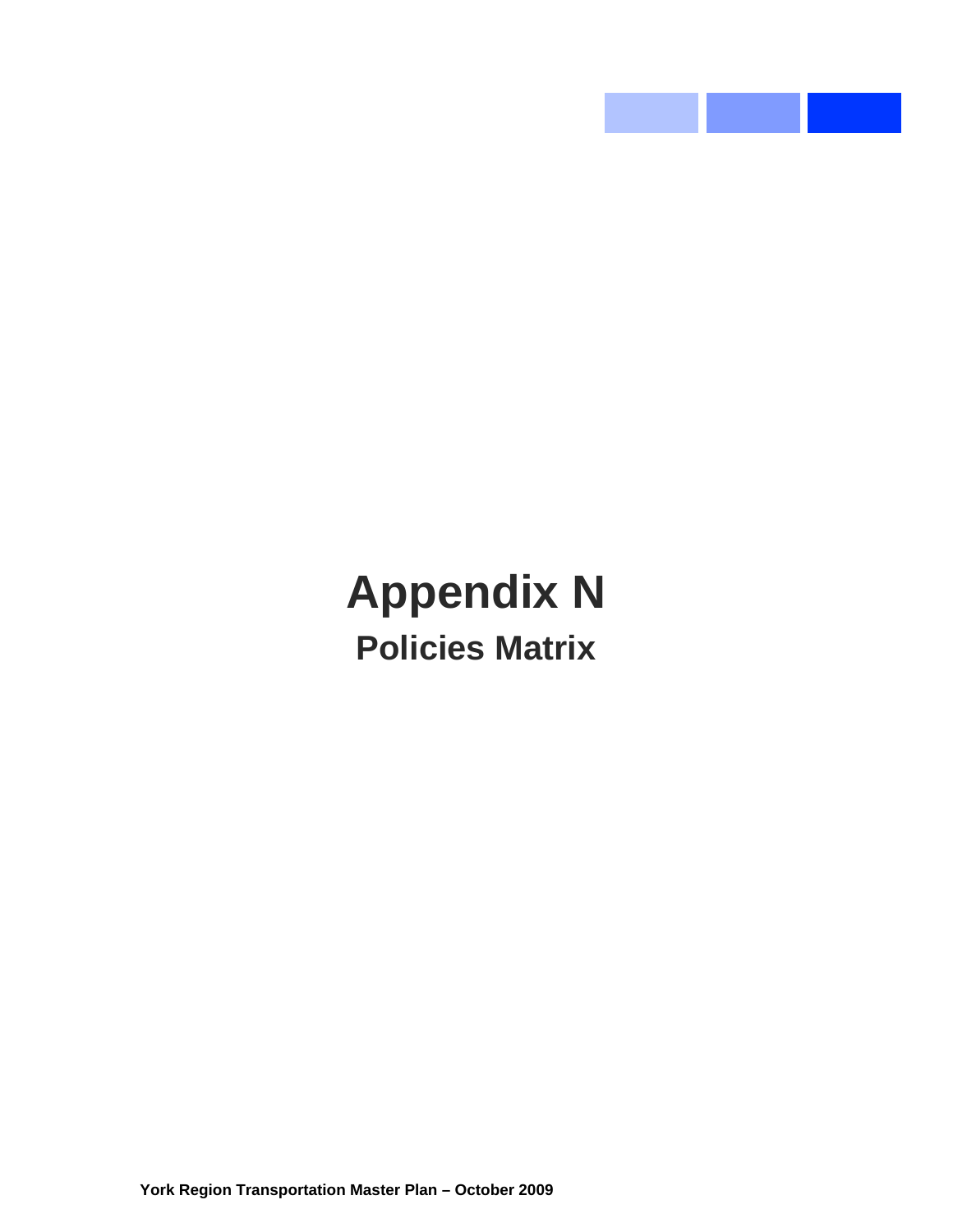# Appendix N

## Policies Matrix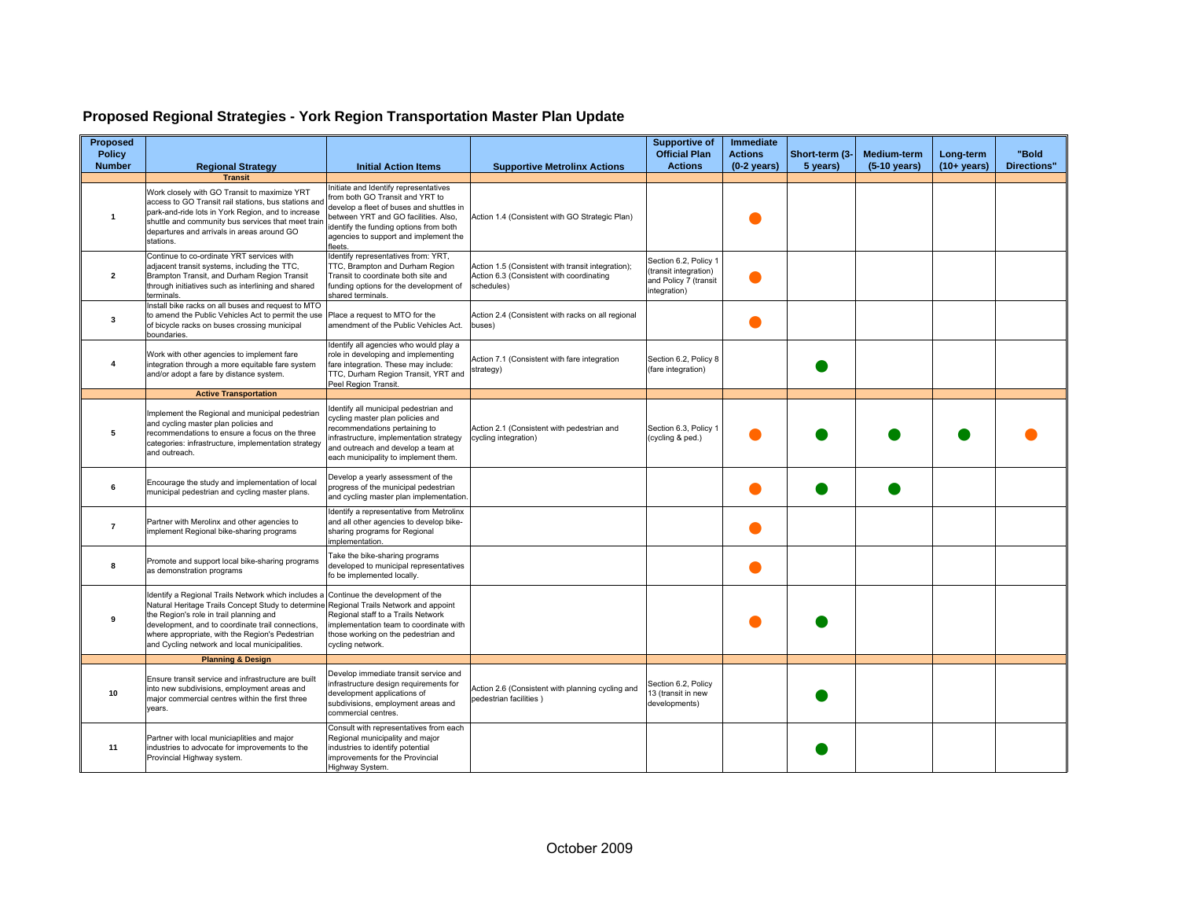## Proposed Regional Strategies - York Region Transportation Master Plan Update

| Proposed Policy Number | Regional Strategy | Initial Action Items | Supportive Metrolinx Actions | Supportive of Official Plan Actions | Immediate Actions (0-2 years) | Short-term (3-5 years) | Medium-term (5-10 years) | Long-term (10+ years) | "Bold Directions" |
|---|---|---|---|---|---|---|---|---|---|
| | **Transit** | | | | | | | | |
| 1 | Work closely with GO Transit to maximize YRT access to GO Transit rail stations, bus stations and park-and-ride lots in York Region, and to increase shuttle and community bus services that meet train departures and arrivals in areas around GO stations. | Initiate and Identify representatives from both GO Transit and YRT to develop a fleet of buses and shuttles in between YRT and GO facilities. Also, identify the funding options from both agencies to support and implement the fleets. | Action 1.4 (Consistent with GO Strategic Plan) | | 🟠 | | | | |
| 2 | Continue to co-ordinate YRT services with adjacent transit systems, including the TTC, Brampton Transit, and Durham Region Transit through initiatives such as interlining and shared terminals. | Identify representatives from: YRT, TTC, Brampton and Durham Region Transit to coordinate both site and funding options for the development of shared terminals. | Action 1.5 (Consistent with transit integration); Action 6.3 (Consistent with coordinating schedules) | Section 6.2, Policy 1 (transit integration) and Policy 7 (transit integration) | 🟠 | | | | |
| 3 | Install bike racks on all buses and request to MTO to amend the Public Vehicles Act to permit the use of bicycle racks on buses crossing municipal boundaries. | Place a request to MTO for the amendment of the Public Vehicles Act. | Action 2.4 (Consistent with racks on all regional buses) | | 🟠 | | | | |
| 4 | Work with other agencies to implement fare integration through a more equitable fare system and/or adopt a fare by distance system. | Identify all agencies who would play a role in developing and implementing fare integration. These may include: TTC, Durham Region Transit, YRT and Peel Region Transit. | Action 7.1 (Consistent with fare integration strategy) | Section 6.2, Policy 8 (fare integration) | | 🟢 | | | |
| | **Active Transportation** | | | | | | | | |
| 5 | Implement the Regional and municipal pedestrian and cycling master plan policies and recommendations to ensure a focus on the three categories: infrastructure, implementation strategy and outreach. | Identify all municipal pedestrian and cycling master plan policies and recommendations pertaining to infrastructure, implementation strategy and outreach and develop a team at each municipality to implement them. | Action 2.1 (Consistent with pedestrian and cycling integration) | Section 6.3, Policy 1 (cycling & ped.) | 🟠 | 🟢 | 🟢 | 🟢 | 🟠 |
| 6 | Encourage the study and implementation of local municipal pedestrian and cycling master plans. | Develop a yearly assessment of the progress of the municipal pedestrian and cycling master plan implementation. | | | 🟠 | 🟢 | 🟢 | | |
| 7 | Partner with Merolinx and other agencies to implement Regional bike-sharing programs | Identify a representative from Metrolinx and all other agencies to develop bike-sharing programs for Regional implementation. | | | 🟠 | | | | |
| 8 | Promote and support local bike-sharing programs as demonstration programs | Take the bike-sharing programs developed to municipal representatives fo be implemented locally. | | | 🟠 | | | | |
| 9 | Identify a Regional Trails Network which includes a Natural Heritage Trails Concept Study to determine the Region's role in trail planning and development, and to coordinate trail connections, where appropriate, with the Region's Pedestrian and Cycling network and local municipalities. | Continue the development of the Regional Trails Network and appoint Regional staff to a Trails Network implementation team to coordinate with those working on the pedestrian and cycling network. | | | 🟠 | 🟢 | | | |
| | **Planning & Design** | | | | | | | | |
| 10 | Ensure transit service and infrastructure are built into new subdivisions, employment areas and major commercial centres within the first three years. | Develop immediate transit service and infrastructure design requirements for development applications of subdivisions, employment areas and commercial centres. | Action 2.6 (Consistent with planning cycling and pedestrian facilities ) | Section 6.2, Policy 13 (transit in new developments) | | 🟢 | | | |
| 11 | Partner with local municiaplities and major industries to advocate for improvements to the Provincial Highway system. | Consult with representatives from each Regional municipality and major industries to identify potential improvements for the Provincial Highway System. | | | | 🟢 | | | |

October 2009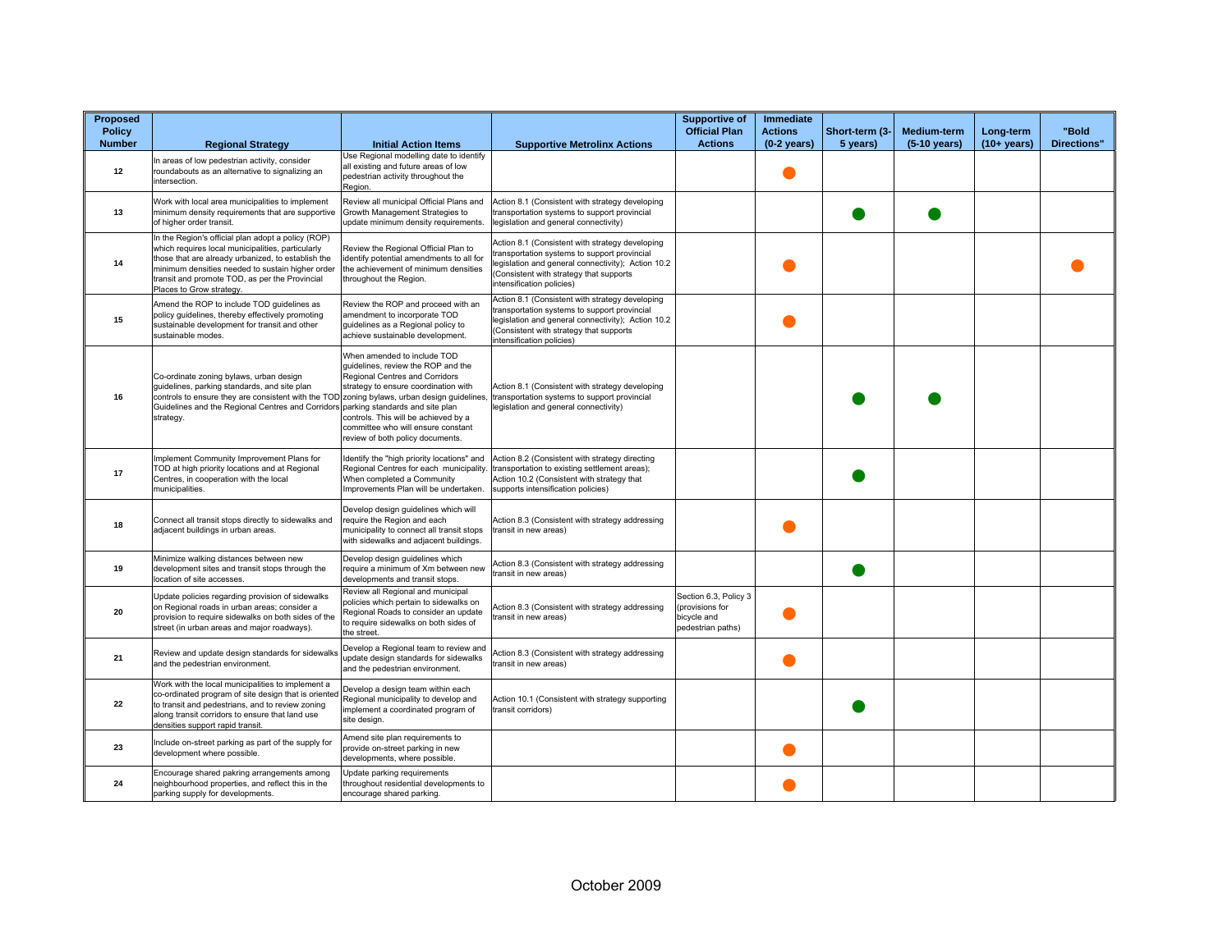| Proposed Policy Number | Regional Strategy | Initial Action Items | Supportive Metrolinx Actions | Supportive of Official Plan Actions | Immediate Actions (0-2 years) | Short-term (3-5 years) | Medium-term (5-10 years) | Long-term (10+ years) | "Bold Directions" |
|---|---|---|---|---|---|---|---|---|---|
| 12 | In areas of low pedestrian activity, consider roundabouts as an alternative to signalizing an intersection. | Use Regional modelling date to identify all existing and future areas of low pedestrian activity throughout the Region. | | | ● | | | | |
| 13 | Work with local area municipalities to implement minimum density requirements that are supportive of higher order transit. | Review all municipal Official Plans and Growth Management Strategies to update minimum density requirements. | Action 8.1 (Consistent with strategy developing transportation systems to support provincial legislation and general connectivity) | | | ● | ● | | |
| 14 | In the Region's official plan adopt a policy (ROP) which requires local municipalities, particularly those that are already urbanized, to establish the minimum densities needed to sustain higher order transit and promote TOD, as per the Provincial Places to Grow strategy. | Review the Regional Official Plan to identify potential amendments to all for the achievement of minimum densities throughout the Region. | Action 8.1 (Consistent with strategy developing transportation systems to support provincial legislation and general connectivity); Action 10.2 (Consistent with strategy that supports intensification policies) | | ● | | | | ● |
| 15 | Amend the ROP to include TOD guidelines as policy guidelines, thereby effectively promoting sustainable development for transit and other sustainable modes. | Review the ROP and proceed with an amendment to incorporate TOD guidelines as a Regional policy to achieve sustainable development. | Action 8.1 (Consistent with strategy developing transportation systems to support provincial legislation and general connectivity); Action 10.2 (Consistent with strategy that supports intensification policies) | | ● | | | | |
| 16 | Co-ordinate zoning bylaws, urban design guidelines, parking standards, and site plan controls to ensure they are consistent with the TOD Guidelines and the Regional Centres and Corridors strategy. | When amended to include TOD guidelines, review the ROP and the Regional Centres and Corridors strategy to ensure coordination with zoning bylaws, urban design guidelines, parking standards and site plan controls. This will be achieved by a committee who will ensure constant review of both policy documents. | Action 8.1 (Consistent with strategy developing transportation systems to support provincial legislation and general connectivity) | | | ● | ● | | |
| 17 | Implement Community Improvement Plans for TOD at high priority locations and at Regional Centres, in cooperation with the local municipalities. | Identify the "high priority locations" and Regional Centres for each municipality. When completed a Community Improvements Plan will be undertaken. | Action 8.2 (Consistent with strategy directing transportation to existing settlement areas); Action 10.2 (Consistent with strategy that supports intensification policies) | | | ● | | | |
| 18 | Connect all transit stops directly to sidewalks and adjacent buildings in urban areas. | Develop design guidelines which will require the Region and each municipality to connect all transit stops with sidewalks and adjacent buildings. | Action 8.3 (Consistent with strategy addressing transit in new areas) | | ● | | | | |
| 19 | Minimize walking distances between new development sites and transit stops through the location of site accesses. | Develop design guidelines which require a minimum of Xm between new developments and transit stops. | Action 8.3 (Consistent with strategy addressing transit in new areas) | | | ● | | | |
| 20 | Update policies regarding provision of sidewalks on Regional roads in urban areas; consider a provision to require sidewalks on both sides of the street (in urban areas and major roadways). | Review all Regional and municipal policies which pertain to sidewalks on Regional Roads to consider an update to require sidewalks on both sides of the street. | Action 8.3 (Consistent with strategy addressing transit in new areas) | Section 6.3, Policy 3 (provisions for bicycle and pedestrian paths) | ● | | | | |
| 21 | Review and update design standards for sidewalks and the pedestrian environment. | Develop a Regional team to review and update design standards for sidewalks and the pedestrian environment. | Action 8.3 (Consistent with strategy addressing transit in new areas) | | ● | | | | |
| 22 | Work with the local municipalities to implement a co-ordinated program of site design that is oriented to transit and pedestrians, and to review zoning along transit corridors to ensure that land use densities support rapid transit. | Develop a design team within each Regional municipality to develop and implement a coordinated program of site design. | Action 10.1 (Consistent with strategy supporting transit corridors) | | | ● | | | |
| 23 | Include on-street parking as part of the supply for development where possible. | Amend site plan requirements to provide on-street parking in new developments, where possible. | | | ● | | | | |
| 24 | Encourage shared pakring arrangements among neighbourhood properties, and reflect this in the parking supply for developments. | Update parking requirements throughout residential developments to encourage shared parking. | | | ● | | | | |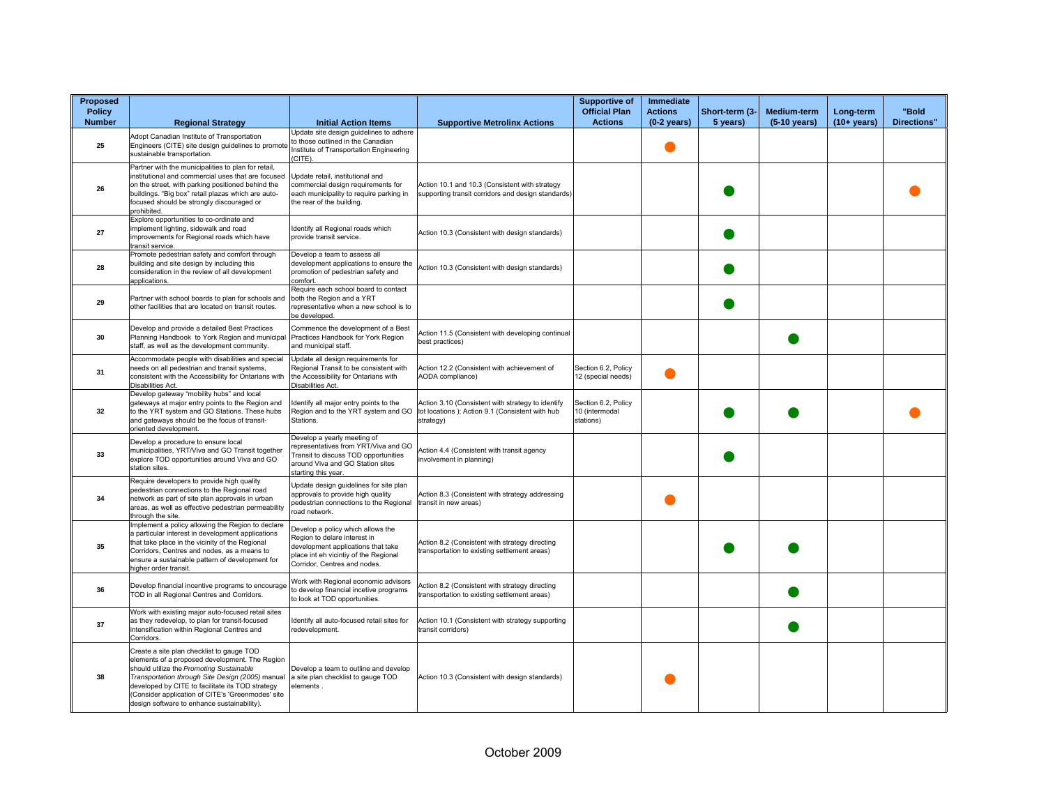| Proposed Policy Number | Regional Strategy | Initial Action Items | Supportive Metrolinx Actions | Supportive of Official Plan Actions | Immediate Actions (0-2 years) | Short-term (3-5 years) | Medium-term (5-10 years) | Long-term (10+ years) | "Bold Directions" |
|---|---|---|---|---|---|---|---|---|---|
| 25 | Adopt Canadian Institute of Transportation Engineers (CITE) site design guidelines to promote sustainable transportation. | Update site design guidelines to adhere to those outlined in the Canadian Institute of Transportation Engineering (CITE). | | | ● | | | | |
| 26 | Partner with the municipalities to plan for retail, institutional and commercial uses that are focused on the street, with parking positioned behind the buildings. "Big box" retail plazas which are auto-focused should be strongly discouraged or prohibited. | Update retail, institutional and commercial design requirements for each municipality to require parking in the rear of the building. | Action 10.1 and 10.3 (Consistent with strategy supporting transit corridors and design standards) | | | ● | | | ● |
| 27 | Explore opportunities to co-ordinate and implement lighting, sidewalk and road improvements for Regional roads which have transit service. | Identify all Regional roads which provide transit service. | Action 10.3 (Consistent with design standards) | | | ● | | | |
| 28 | Promote pedestrian safety and comfort through building and site design by including this consideration in the review of all development applications. | Develop a team to assess all development applications to ensure the promotion of pedestrian safety and comfort. | Action 10.3 (Consistent with design standards) | | | ● | | | |
| 29 | Partner with school boards to plan for schools and other facilities that are located on transit routes. | Require each school board to contact both the Region and a YRT representative when a new school is to be developed. | | | | ● | | | |
| 30 | Develop and provide a detailed Best Practices Planning Handbook to York Region and municipal staff, as well as the development community. | Commence the development of a Best Practices Handbook for York Region and municipal staff. | Action 11.5 (Consistent with developing continual best practices) | | | | ● | | |
| 31 | Accommodate people with disabilities and special needs on all pedestrian and transit systems, consistent with the Accessibility for Ontarians with Disabilities Act. | Update all design requirements for Regional Transit to be consistent with the Accessibility for Ontarians with Disabilities Act. | Action 12.2 (Consistent with achievement of AODA compliance) | Section 6.2, Policy 12 (special needs) | ● | | | | |
| 32 | Develop gateway "mobility hubs" and local gateways at major entry points to the Region and to the YRT system and GO Stations. These hubs and gateways should be the focus of transit-oriented development. | Identify all major entry points to the Region and to the YRT system and GO Stations. | Action 3.10 (Consistent with strategy to identify lot locations ); Action 9.1 (Consistent with hub strategy) | Section 6.2, Policy 10 (intermodal stations) | | ● | ● | | ● |
| 33 | Develop a procedure to ensure local municipalities, YRT/Viva and GO Transit together explore TOD opportunities around Viva and GO station sites. | Develop a yearly meeting of representatives from YRT/Viva and GO Transit to discuss TOD opportunities around Viva and GO Station sites starting this year. | Action 4.4 (Consistent with transit agency involvement in planning) | | | ● | | | |
| 34 | Require developers to provide high quality pedestrian connections to the Regional road network as part of site plan approvals in urban areas, as well as effective pedestrian permeability through the site. | Update design guidelines for site plan approvals to provide high quality pedestrian connections to the Regional road network. | Action 8.3 (Consistent with strategy addressing transit in new areas) | | ● | | | | |
| 35 | Implement a policy allowing the Region to declare a particular interest in development applications that take place in the vicinity of the Regional Corridors, Centres and nodes, as a means to ensure a sustainable pattern of development for higher order transit. | Develop a policy which allows the Region to delare interest in development applications that take place int eh vicintiy of the Regional Corridor, Centres and nodes. | Action 8.2 (Consistent with strategy directing transportation to existing settlement areas) | | | ● | ● | | |
| 36 | Develop financial incentive programs to encourage TOD in all Regional Centres and Corridors. | Work with Regional economic advisors to develop financial incetive programs to look at TOD opportunities. | Action 8.2 (Consistent with strategy directing transportation to existing settlement areas) | | | | ● | | |
| 37 | Work with existing major auto-focused retail sites as they redevelop, to plan for transit-focused intensification within Regional Centres and Corridors. | Identify all auto-focused retail sites for redevelopment. | Action 10.1 (Consistent with strategy supporting transit corridors) | | | | ● | | |
| 38 | Create a site plan checklist to gauge TOD elements of a proposed development. The Region should utilize the *Promoting Sustainable Transportation through Site Design (2005)* manual developed by CITE to facilitate its TOD strategy (Consider application of CITE's 'Greenmodes' site design software to enhance sustainability). | Develop a team to outline and develop a site plan checklist to gauge TOD elements . | Action 10.3 (Consistent with design standards) | | ● | | | | |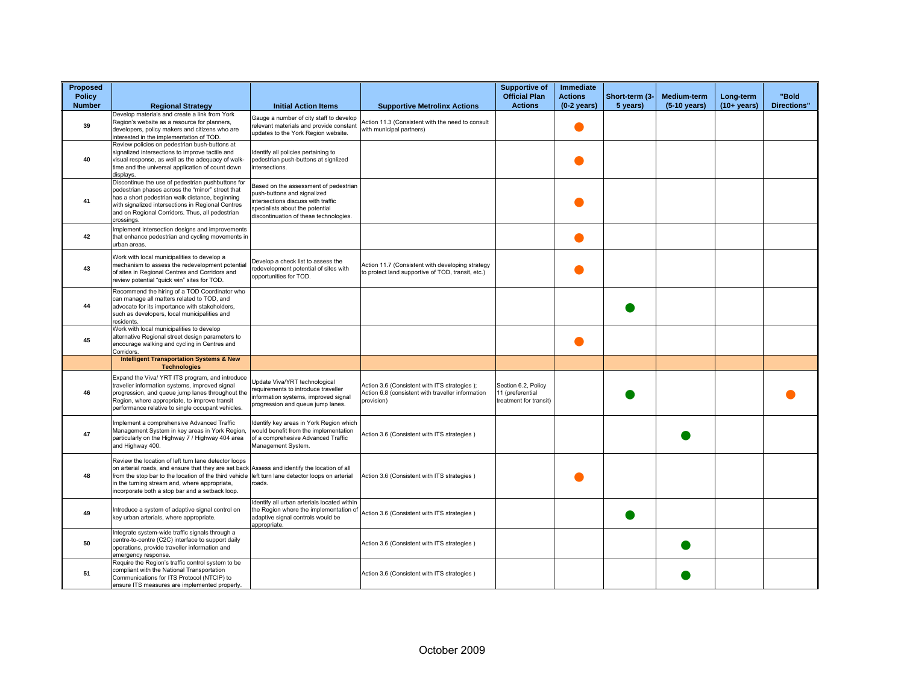| Proposed Policy Number | Regional Strategy | Initial Action Items | Supportive Metrolinx Actions | Supportive of Official Plan Actions | Immediate Actions (0-2 years) | Short-term (3-5 years) | Medium-term (5-10 years) | Long-term (10+ years) | "Bold Directions" |
|---|---|---|---|---|---|---|---|---|---|
| 39 | Develop materials and create a link from York Region's website as a resource for planners, developers, policy makers and citizens who are interested in the implementation of TOD. | Gauge a number of city staff to develop relevant materials and provide constant updates to the York Region website. | Action 11.3 (Consistent with the need to consult with municipal partners) | | ● | | | | |
| 40 | Review policies on pedestrian bush-buttons at signalized intersections to improve tactile and visual response, as well as the adequacy of walk-time and the universal application of count down displays. | Identify all policies pertaining to pedestrian push-buttons at signlized intersections. | | | ● | | | | |
| 41 | Discontinue the use of pedestrian pushbuttons for pedestrian phases across the "minor" street that has a short pedestrian walk distance, beginning with signalized intersections in Regional Centres and on Regional Corridors. Thus, all pedestrian crossings. | Based on the assessment of pedestrian push-buttons and signalized intersections discuss with traffic specialists about the potential discontinuation of these technologies. | | | ● | | | | |
| 42 | Implement intersection designs and improvements that enhance pedestrian and cycling movements in urban areas. | | | | ● | | | | |
| 43 | Work with local municipalities to develop a mechanism to assess the redevelopment potential of sites in Regional Centres and Corridors and review potential "quick win" sites for TOD. | Develop a check list to assess the redevelopment potential of sites with opportunities for TOD. | Action 11.7 (Consistent with developing strategy to protect land supportive of TOD, transit, etc.) | | ● | | | | |
| 44 | Recommend the hiring of a TOD Coordinator who can manage all matters related to TOD, and advocate for its importance with stakeholders, such as developers, local municipalities and residents. | | | | | ● | | | |
| 45 | Work with local municipalities to develop alternative Regional street design parameters to encourage walking and cycling in Centres and Corridors. | | | | ● | | | | |
| | **Intelligent Transportation Systems & New Technologies** | | | | | | | | |
| 46 | Expand the Viva/ YRT ITS program, and introduce traveller information systems, improved signal progression, and queue jump lanes throughout the Region, where appropriate, to improve transit performance relative to single occupant vehicles. | Update Viva/YRT technological requirements to introduce traveller information systems, improved signal progression and queue jump lanes. | Action 3.6 (Consistent with ITS strategies ); Action 6.8 (consistent with traveller information provision) | Section 6.2, Policy 11 (preferential treatment for transit) | | ● | | | ● |
| 47 | Implement a comprehensive Advanced Traffic Management System in key areas in York Region, particularly on the Highway 7 / Highway 404 area and Highway 400. | Identify key areas in York Region which would benefit from the implementation of a comprehesive Advanced Traffic Management System. | Action 3.6 (Consistent with ITS strategies ) | | | | ● | | |
| 48 | Review the location of left turn lane detector loops on arterial roads, and ensure that they are set back from the stop bar to the location of the third vehicle in the turning stream and, where appropriate, incorporate both a stop bar and a setback loop. | Assess and identify the location of all left turn lane detector loops on arterial roads. | Action 3.6 (Consistent with ITS strategies ) | | ● | | | | |
| 49 | Introduce a system of adaptive signal control on key urban arterials, where appropriate. | Identify all urban arterials located within the Region where the implementation of adaptive signal controls would be appropriate. | Action 3.6 (Consistent with ITS strategies ) | | | ● | | | |
| 50 | Integrate system-wide traffic signals through a centre-to-centre (C2C) interface to support daily operations, provide traveller information and emergency response. | | Action 3.6 (Consistent with ITS strategies ) | | | | ● | | |
| 51 | Require the Region's traffic control system to be compliant with the National Transportation Communications for ITS Protocol (NTCIP) to ensure ITS measures are implemented properly. | | Action 3.6 (Consistent with ITS strategies ) | | | | ● | | |

October 2009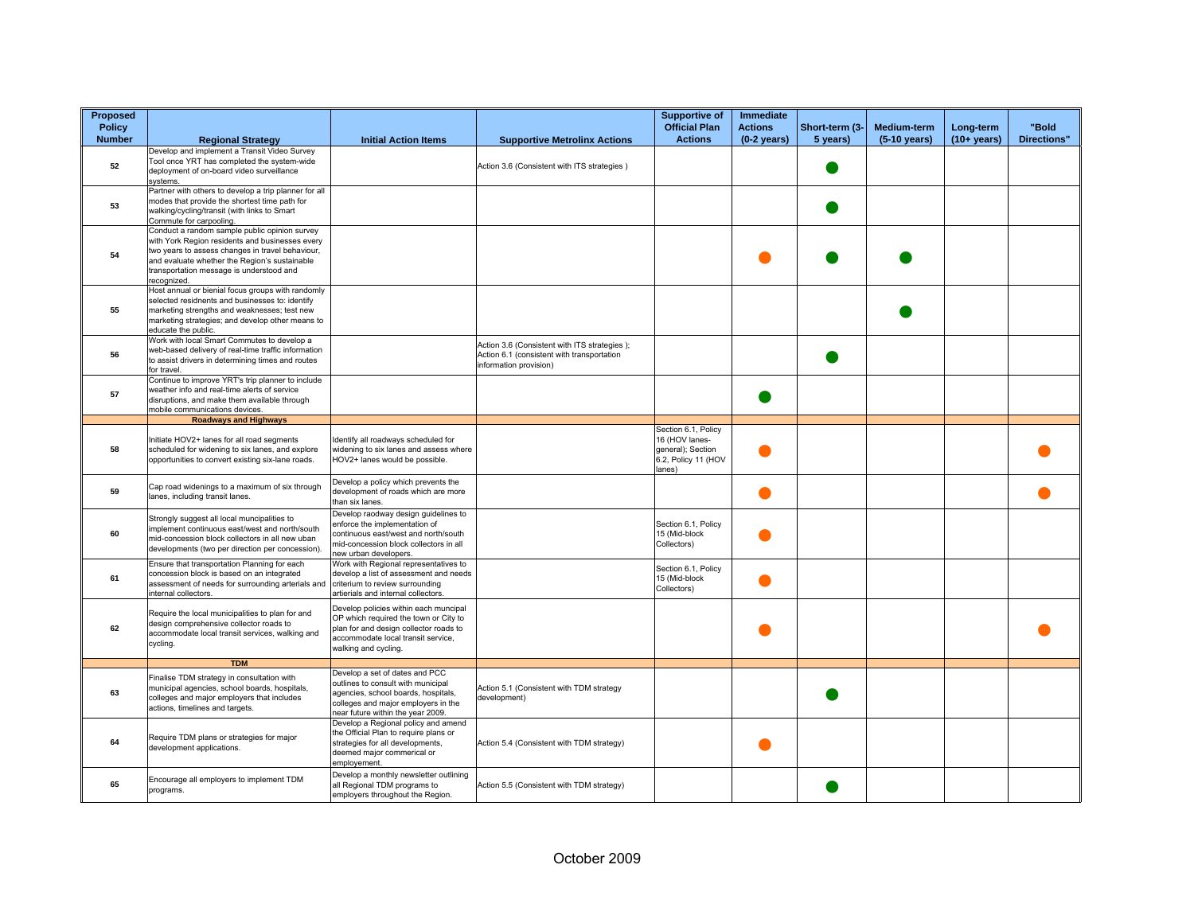| Proposed Policy Number | Regional Strategy | Initial Action Items | Supportive Metrolinx Actions | Supportive of Official Plan Actions | Immediate Actions (0-2 years) | Short-term (3-5 years) | Medium-term (5-10 years) | Long-term (10+ years) | "Bold Directions" |
|---|---|---|---|---|---|---|---|---|---|
| 52 | Develop and implement a Transit Video Survey Tool once YRT has completed the system-wide deployment of on-board video surveillance systems. | | Action 3.6 (Consistent with ITS strategies ) | | | ● | | | |
| 53 | Partner with others to develop a trip planner for all modes that provide the shortest time path for walking/cycling/transit (with links to Smart Commute for carpooling. | | | | | ● | | | |
| 54 | Conduct a random sample public opinion survey with York Region residents and businesses every two years to assess changes in travel behaviour, and evaluate whether the Region's sustainable transportation message is understood and recognized. | | | | ● | ● | ● | | |
| 55 | Host annual or bienial focus groups with randomly selected residnents and businesses to: identify marketing strengths and weaknesses; test new marketing strategies; and develop other means to educate the public. | | | | | | ● | | |
| 56 | Work with local Smart Commutes to develop a web-based delivery of real-time traffic information to assist drivers in determining times and routes for travel. | | Action 3.6 (Consistent with ITS strategies ); Action 6.1 (consistent with transportation information provision) | | | ● | | | |
| 57 | Continue to improve YRT's trip planner to include weather info and real-time alerts of service disruptions, and make them available through mobile communications devices. | | | | ● | | | | |
| | **Roadways and Highways** | | | | | | | | |
| 58 | Initiate HOV2+ lanes for all road segments scheduled for widening to six lanes, and explore opportunities to convert existing six-lane roads. | Identify all roadways scheduled for widening to six lanes and assess where HOV2+ lanes would be possible. | | Section 6.1, Policy 16 (HOV lanes-general); Section 6.2, Policy 11 (HOV lanes) | ● | | | | ● |
| 59 | Cap road widenings to a maximum of six through lanes, including transit lanes. | Develop a policy which prevents the development of roads which are more than six lanes. | | | ● | | | | ● |
| 60 | Strongly suggest all local muncipalities to implement continuous east/west and north/south mid-concession block collectors in all new uban developments (two per direction per concession). | Develop raodway design guidelines to enforce the implementation of continuous east/west and north/south mid-concession block collectors in all new urban developers. | | Section 6.1, Policy 15 (Mid-block Collectors) | ● | | | | |
| 61 | Ensure that transportation Planning for each concession block is based on an integrated assessment of needs for surrounding arterials and internal collectors. | Work with Regional representatives to develop a list of assessment and needs criterium to review surrounding artierials and internal collectors. | | Section 6.1, Policy 15 (Mid-block Collectors) | ● | | | | |
| 62 | Require the local municipalities to plan for and design comprehensive collector roads to accommodate local transit services, walking and cycling. | Develop policies within each muncipal OP which required the town or City to plan for and design collector roads to accommodate local transit service, walking and cycling. | | | ● | | | | ● |
| | **TDM** | | | | | | | | |
| 63 | Finalise TDM strategy in consultation with municipal agencies, school boards, hospitals, colleges and major employers that includes actions, timelines and targets. | Develop a set of dates and PCC outlines to consult with municipal agencies, school boards, hospitals, colleges and major employers in the near future within the year 2009. | Action 5.1 (Consistent with TDM strategy development) | | | ● | | | |
| 64 | Require TDM plans or strategies for major development applications. | Develop a Regional policy and amend the Official Plan to require plans or strategies for all developments, deemed major commerical or employement. | Action 5.4 (Consistent with TDM strategy) | | ● | | | | |
| 65 | Encourage all employers to implement TDM programs. | Develop a monthly newsletter outlining all Regional TDM programs to employers throughout the Region. | Action 5.5 (Consistent with TDM strategy) | | | ● | | | |

October 2009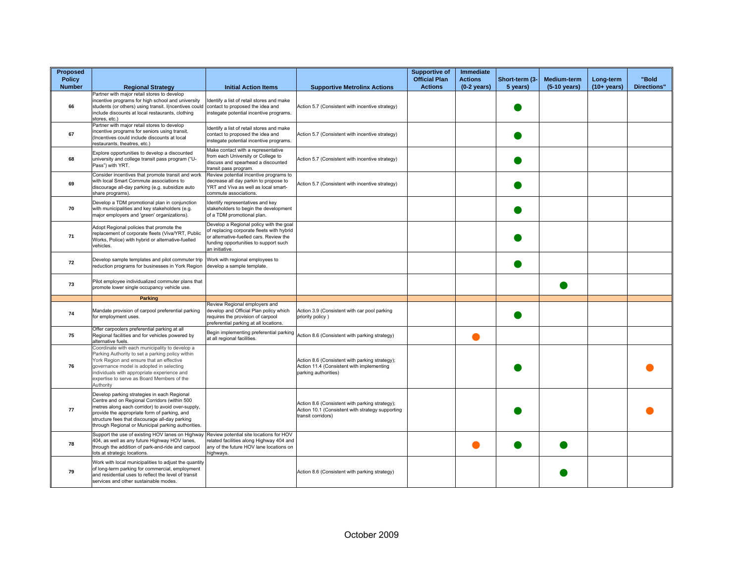| Proposed Policy Number | Regional Strategy | Initial Action Items | Supportive Metrolinx Actions | Supportive of Official Plan Actions | Immediate Actions (0-2 years) | Short-term (3-5 years) | Medium-term (5-10 years) | Long-term (10+ years) | "Bold Directions" |
|---|---|---|---|---|---|---|---|---|---|
| 66 | Partner with major retail stores to develop incentive programs for high school and university students (or others) using transit. I(ncentives could include discounts at local restaurants, clothing stores, etc.) | Identify a list of retail stores and make contact to proposed the idea and instegate potential incentive programs. | Action 5.7 (Consistent with incentive strategy) | | | ● | | | |
| 67 | Partner with major retail stores to develop incentive programs for seniors using transit. (Incentives could include discounts at local restaurants, theatres, etc.) | Identify a list of retail stores and make contact to proposed the idea and instegate potential incentive programs. | Action 5.7 (Consistent with incentive strategy) | | | ● | | | |
| 68 | Explore opportunities to develop a discounted university and college transit pass program ("U-Pass") with YRT. | Make contact with a representative from each University or College to discuss and spearhead a discounted transit pass program. | Action 5.7 (Consistent with incentive strategy) | | | ● | | | |
| 69 | Consider incentives that promote transit and work with local Smart Commute associations to discourage all-day parking (e.g. subsidize auto share programs). | Review potential incentive programs to decrease all day parkin to propose to YRT and Viva as well as local smart-commute associations. | Action 5.7 (Consistent with incentive strategy) | | | ● | | | |
| 70 | Develop a TDM promotional plan in conjunction with municipalities and key stakeholders (e.g. major employers and 'green' organizations). | Identify representatives and key stakeholders to begin the development of a TDM promotional plan. | | | | ● | | | |
| 71 | Adopt Regional policies that promote the replacement of corporate fleets (Viva/YRT, Public Works, Police) with hybrid or alternative-fuelled vehicles. | Develop a Regional policy with the goal of replacing corporate fleets with hybrid or alternative-fuelled cars. Review the funding opportunities to support such an initiative. | | | | ● | | | |
| 72 | Develop sample templates and pilot commuter trip reduction programs for businesses in York Region | Work with regional employees to develop a sample template. | | | | ● | | | |
| 73 | Pilot employee individualized commuter plans that promote lower single occupancy vehicle use. | | | | | | ● | | |
| | **Parking** | | | | | | | | |
| 74 | Mandate provision of carpool preferential parking for employment uses. | Review Regional employers and develop and Official Plan policy which requires the provision of carpool preferential parking at all locations. | Action 3.9 (Consistent with car pool parking priority policy ) | | | ● | | | |
| 75 | Offer carpoolers preferential parking at all Regional facilities and for vehicles powered by alternative fuels. | Begin implementing preferential parking at all regional facilities. | Action 8.6 (Consistent with parking strategy) | | ● (orange) | | | | |
| 76 | Coordinate with each municipality to develop a Parking Authority to set a parking policy within York Region and ensure that an effective governance model is adopted in selecting individuals with appropriate experience and expertise to serve as Board Members of the Authority | | Action 8.6 (Consistent with parking strategy); Action 11.4 (Consistent with implementing parking authorities) | | | ● | | | ● (orange) |
| 77 | Develop parking strategies in each Regional Centre and on Regional Corridors (within 500 metres along each corridor) to avoid over-supply, provide the appropriate form of parking, and structure fees that discourage all-day parking through Regional or Municipal parking authorities. | | Action 8.6 (Consistent with parking strategy); Action 10.1 (Consistent with strategy supporting transit corridors) | | | ● | | | ● (orange) |
| 78 | Support the use of existing HOV lanes on Highway 404, as well as any future Highway HOV lanes, through the addition of park-and-ride and carpool lots at strategic locations. | Review potential site locations for HOV related facilities along Highway 404 and any of the future HOV lane locations on highways. | | | ● (orange) | ● | ● | | |
| 79 | Work with local municipalities to adjust the quantity of long-term parking for commercial, employment and residential uses to reflect the level of transit services and other sustainable modes. | | Action 8.6 (Consistent with parking strategy) | | | | ● | | |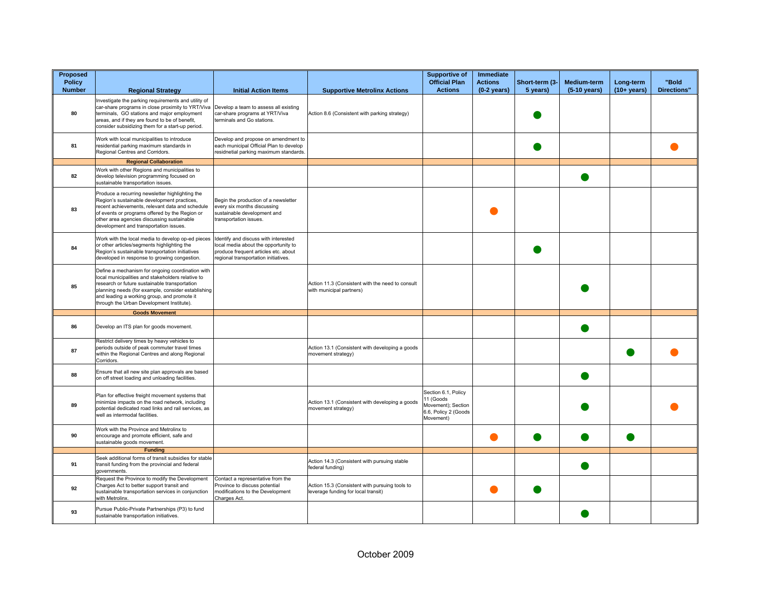| Proposed Policy Number | Regional Strategy | Initial Action Items | Supportive Metrolinx Actions | Supportive of Official Plan Actions | Immediate Actions (0-2 years) | Short-term (3-5 years) | Medium-term (5-10 years) | Long-term (10+ years) | "Bold Directions" |
|---|---|---|---|---|---|---|---|---|---|
| 80 | Investigate the parking requirements and utility of car-share programs in close proximity to YRT/Viva terminals, GO stations and major employment areas, and if they are found to be of benefit, consider subsidizing them for a start-up period. | Develop a team to assess all existing car-share programs at YRT/Viva terminals and Go stations. | Action 8.6 (Consistent with parking strategy) | | | ● | | | |
| 81 | Work with local municipalities to introduce residential parking maximum standards in Regional Centres and Corridors. | Develop and propose on amendment to each municipal Official Plan to develop residnetial parking maximum standards. | | | | ● | | | ● |
| | **Regional Collaboration** | | | | | | | | |
| 82 | Work with other Regions and municipalities to develop television programming focused on sustainable transportation issues. | | | | | | ● | | |
| 83 | Produce a recurring newsletter highlighting the Region's sustainable development practices, recent achievements, relevant data and schedule of events or programs offered by the Region or other area agencies discussing sustainable development and transportation issues. | Begin the production of a newsletter every six months discussing sustainable development and transportation issues. | | | ● | | | | |
| 84 | Work with the local media to develop op-ed pieces or other articles/segments highlighting the Region's sustainable transportation initiatives developed in response to growing congestion. | Identify and discuss with interested local media about the opportunity to produce frequent articles etc. about regional transportation initiatives. | | | | ● | | | |
| 85 | Define a mechanism for ongoing coordination with local municipalities and stakeholders relative to research or future sustainable transportation planning needs (for example, consider establishing and leading a working group, and promote it through the Urban Development Institute). | | Action 11.3 (Consistent with the need to consult with municipal partners) | | | | ● | | |
| | **Goods Movement** | | | | | | | | |
| 86 | Develop an ITS plan for goods movement. | | | | | | ● | | |
| 87 | Restrict delivery times by heavy vehicles to periods outside of peak commuter travel times within the Regional Centres and along Regional Corridors. | | Action 13.1 (Consistent with developing a goods movement strategy) | | | | | ● | ● |
| 88 | Ensure that all new site plan approvals are based on off street loading and unloading facilities. | | | | | | ● | | |
| 89 | Plan for effective freight movement systems that minimize impacts on the road network, including potential dedicated road links and rail services, as well as intermodal facilities. | | Action 13.1 (Consistent with developing a goods movement strategy) | Section 6.1, Policy 11 (Goods Movement); Section 6.6, Policy 2 (Goods Movement) | | | ● | | ● |
| 90 | Work with the Province and Metrolinx to encourage and promote efficient, safe and sustainable goods movement. | | | | ● | ● | ● | ● | |
| | **Funding** | | | | | | | | |
| 91 | Seek additional forms of transit subsidies for stable transit funding from the provincial and federal governments. | | Action 14.3 (Consistent with pursuing stable federal funding) | | | | ● | | |
| 92 | Request the Province to modify the Development Charges Act to better support transit and sustainable transportation services in conjunction with Metrolinx. | Contact a representative from the Province to discuss potential modifications to the Development Charges Act. | Action 15.3 (Consistent with pursuing tools to leverage funding for local transit) | | ● | ● | | | |
| 93 | Pursue Public-Private Partnerships (P3) to fund sustainable transportation initiatives. | | | | | | ● | | |

October 2009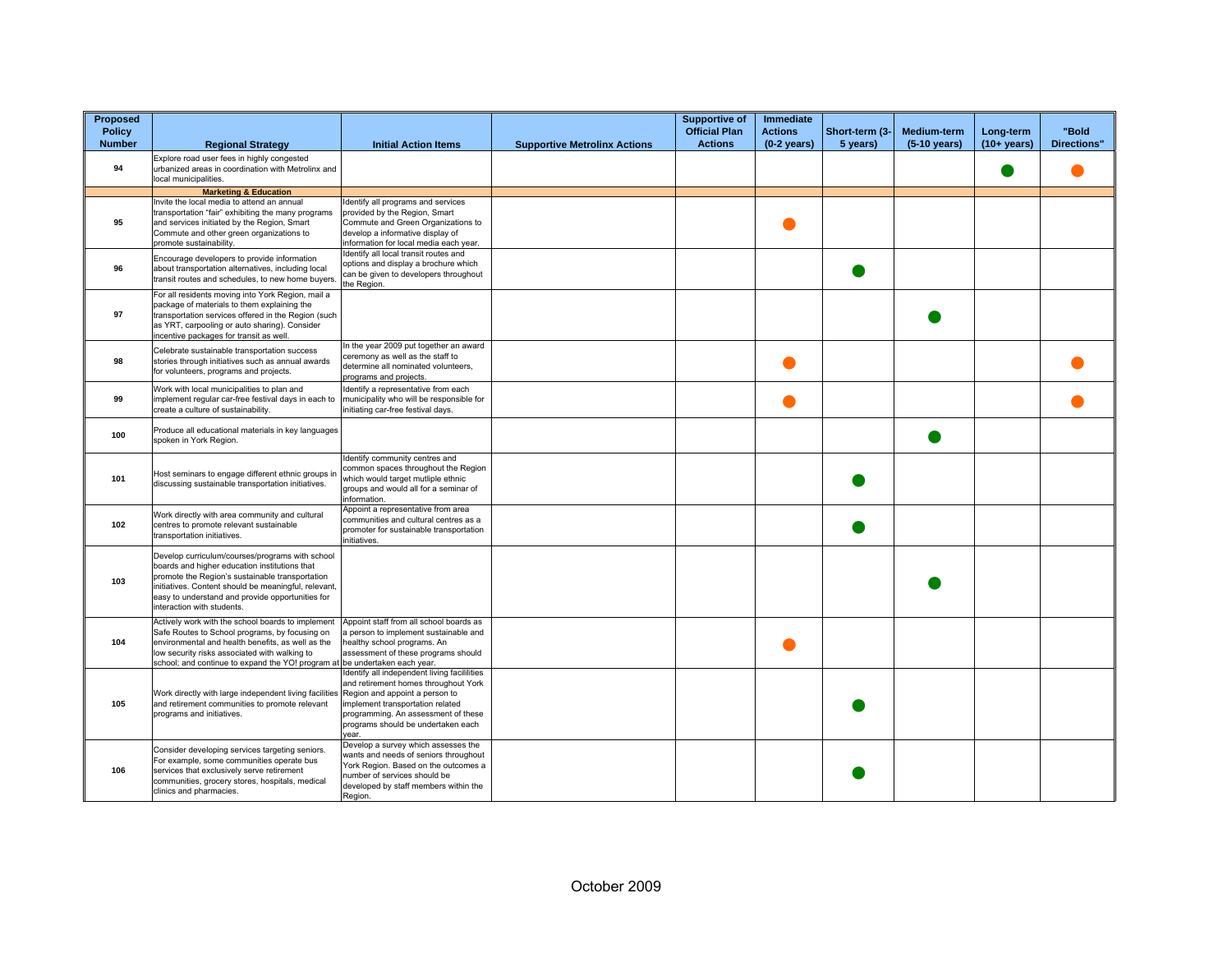| Proposed Policy Number | Regional Strategy | Initial Action Items | Supportive Metrolinx Actions | Supportive of Official Plan Actions | Immediate Actions (0-2 years) | Short-term (3-5 years) | Medium-term (5-10 years) | Long-term (10+ years) | "Bold Directions" |
|---|---|---|---|---|---|---|---|---|---|
| 94 | Explore road user fees in highly congested urbanized areas in coordination with Metrolinx and local municipalities. | | | | | | | ● | ● |
| | **Marketing & Education** | | | | | | | | |
| 95 | Invite the local media to attend an annual transportation "fair" exhibiting the many programs and services initiated by the Region, Smart Commute and other green organizations to promote sustainability. | Identify all programs and services provided by the Region, Smart Commute and Green Organizations to develop a informative display of information for local media each year. | | | ● | | | | |
| 96 | Encourage developers to provide information about transportation alternatives, including local transit routes and schedules, to new home buyers. | Identify all local transit routes and options and display a brochure which can be given to developers throughout the Region. | | | | ● | | | |
| 97 | For all residents moving into York Region, mail a package of materials to them explaining the transportation services offered in the Region (such as YRT, carpooling or auto sharing). Consider incentive packages for transit as well. | | | | | | ● | | |
| 98 | Celebrate sustainable transportation success stories through initiatives such as annual awards for volunteers, programs and projects. | In the year 2009 put together an award ceremony as well as the staff to determine all nominated volunteers, programs and projects. | | | ● | | | | ● |
| 99 | Work with local municipalities to plan and implement regular car-free festival days in each to create a culture of sustainability. | Identify a representative from each municipality who will be responsible for initiating car-free festival days. | | | ● | | | | ● |
| 100 | Produce all educational materials in key languages spoken in York Region. | | | | | | ● | | |
| 101 | Host seminars to engage different ethnic groups in discussing sustainable transportation initiatives. | Identify community centres and common spaces throughout the Region which would target mutliple ethnic groups and would all for a seminar of information. | | | | ● | | | |
| 102 | Work directly with area community and cultural centres to promote relevant sustainable transportation initiatives. | Appoint a representative from area communities and cultural centres as a promoter for sustainable transportation initiatives. | | | | ● | | | |
| 103 | Develop curriculum/courses/programs with school boards and higher education institutions that promote the Region's sustainable transportation initiatives. Content should be meaningful, relevant, easy to understand and provide opportunities for interaction with students. | | | | | | ● | | |
| 104 | Actively work with the school boards to implement Safe Routes to School programs, by focusing on environmental and health benefits, as well as the low security risks associated with walking to school; and continue to expand the YO! program at | Appoint staff from all school boards as a person to implement sustainable and healthy school programs. An assessment of these programs should be undertaken each year. | | | ● | | | | |
| 105 | Work directly with large independent living facilities and retirement communities to promote relevant programs and initiatives. | Identify all independent living facililities and retirement homes throughout York Region and appoint a person to implement transportation related programming. An assessment of these programs should be undertaken each year. | | | | ● | | | |
| 106 | Consider developing services targeting seniors. For example, some communities operate bus services that exclusively serve retirement communities, grocery stores, hospitals, medical clinics and pharmacies. | Develop a survey which assesses the wants and needs of seniors throughout York Region. Based on the outcomes a number of services should be developed by staff members within the Region. | | | | ● | | | |

October 2009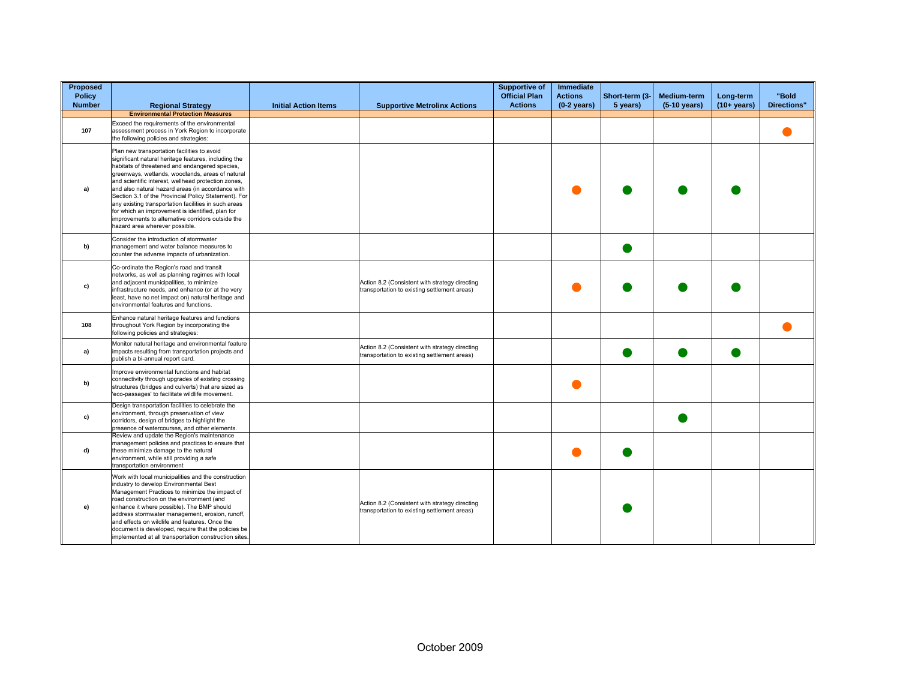| Proposed Policy Number | Regional Strategy | Initial Action Items | Supportive Metrolinx Actions | Supportive of Official Plan Actions | Immediate Actions (0-2 years) | Short-term (3-5 years) | Medium-term (5-10 years) | Long-term (10+ years) | "Bold Directions" |
|---|---|---|---|---|---|---|---|---|---|
| | **Environmental Protection Measures** | | | | | | | | |
| 107 | Exceed the requirements of the environmental assessment process in York Region to incorporate the following policies and strategies: | | | | | | | | ● (orange) |
| a) | Plan new transportation facilities to avoid significant natural heritage features, including the habitats of threatened and endangered species, greenways, wetlands, woodlands, areas of natural and scientific interest, wellhead protection zones, and also natural hazard areas (in accordance with Section 3.1 of the Provincial Policy Statement). For any existing transportation facilities in such areas for which an improvement is identified, plan for improvements to alternative corridors outside the hazard area wherever possible. | | | | ● (orange) | ● (green) | ● (green) | ● (green) | |
| b) | Consider the introduction of stormwater management and water balance measures to counter the adverse impacts of urbanization. | | | | | ● (green) | | | |
| c) | Co-ordinate the Region's road and transit networks, as well as planning regimes with local and adjacent municipalities, to minimize infrastructure needs, and enhance (or at the very least, have no net impact on) natural heritage and environmental features and functions. | | Action 8.2 (Consistent with strategy directing transportation to existing settlement areas) | | ● (orange) | ● (green) | ● (green) | ● (green) | |
| 108 | Enhance natural heritage features and functions throughout York Region by incorporating the following policies and strategies: | | | | | | | | ● (orange) |
| a) | Monitor natural heritage and environmental feature impacts resulting from transportation projects and publish a bi-annual report card. | | Action 8.2 (Consistent with strategy directing transportation to existing settlement areas) | | | ● (green) | ● (green) | ● (green) | |
| b) | Improve environmental functions and habitat connectivity through upgrades of existing crossing structures (bridges and culverts) that are sized as 'eco-passages' to facilitate wildlife movement. | | | | ● (orange) | | | | |
| c) | Design transportation facilities to celebrate the environment, through preservation of view corridors, design of bridges to highlight the presence of watercourses, and other elements. | | | | | | ● (green) | | |
| d) | Review and update the Region's maintenance management policies and practices to ensure that these minimize damage to the natural environment, while still providing a safe transportation environment | | | | ● (orange) | ● (green) | | | |
| e) | Work with local municipalities and the construction industry to develop Environmental Best Management Practices to minimize the impact of road construction on the environment (and enhance it where possible). The BMP should address stormwater management, erosion, runoff, and effects on wildlife and features. Once the document is developed, require that the policies be implemented at all transportation construction sites. | | Action 8.2 (Consistent with strategy directing transportation to existing settlement areas) | | | ● (green) | | | |

October 2009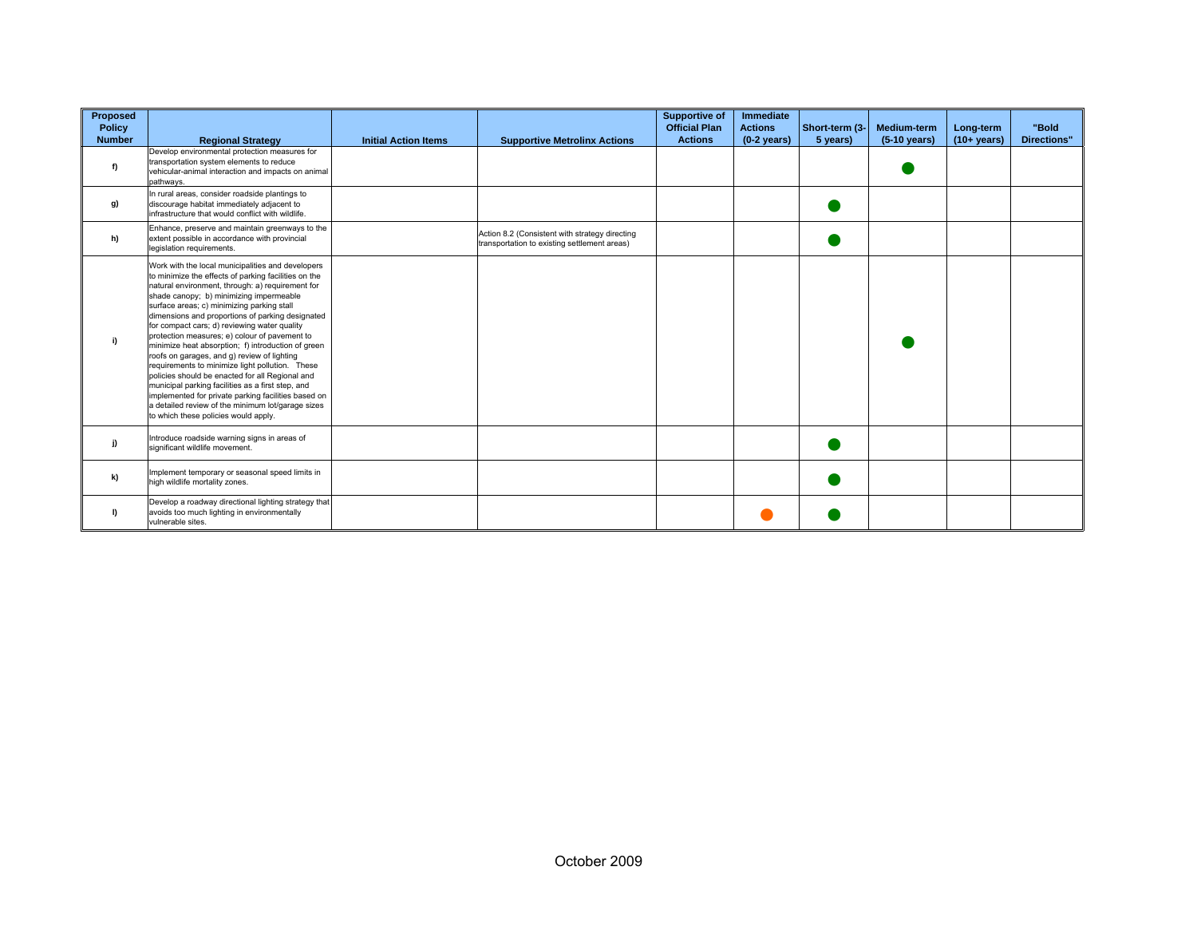| Proposed Policy Number | Regional Strategy | Initial Action Items | Supportive Metrolinx Actions | Supportive of Official Plan Actions | Immediate Actions (0-2 years) | Short-term (3-5 years) | Medium-term (5-10 years) | Long-term (10+ years) | "Bold Directions" |
|---|---|---|---|---|---|---|---|---|---|
| f) | Develop environmental protection measures for transportation system elements to reduce vehicular-animal interaction and impacts on animal pathways. | | | | | | 🟢 | | |
| g) | In rural areas, consider roadside plantings to discourage habitat immediately adjacent to infrastructure that would conflict with wildlife. | | | | | 🟢 | | | |
| h) | Enhance, preserve and maintain greenways to the extent possible in accordance with provincial legislation requirements. | | Action 8.2 (Consistent with strategy directing transportation to existing settlement areas) | | | 🟢 | | | |
| i) | Work with the local municipalities and developers to minimize the effects of parking facilities on the natural environment, through: a) requirement for shade canopy; b) minimizing impermeable surface areas; c) minimizing parking stall dimensions and proportions of parking designated for compact cars; d) reviewing water quality protection measures; e) colour of pavement to minimize heat absorption; f) introduction of green roofs on garages, and g) review of lighting requirements to minimize light pollution. These policies should be enacted for all Regional and municipal parking facilities as a first step, and implemented for private parking facilities based on a detailed review of the minimum lot/garage sizes to which these policies would apply. | | | | | | 🟢 | | |
| j) | Introduce roadside warning signs in areas of significant wildlife movement. | | | | | 🟢 | | | |
| k) | Implement temporary or seasonal speed limits in high wildlife mortality zones. | | | | | 🟢 | | | |
| l) | Develop a roadway directional lighting strategy that avoids too much lighting in environmentally vulnerable sites. | | | | 🟠 | 🟢 | | | |